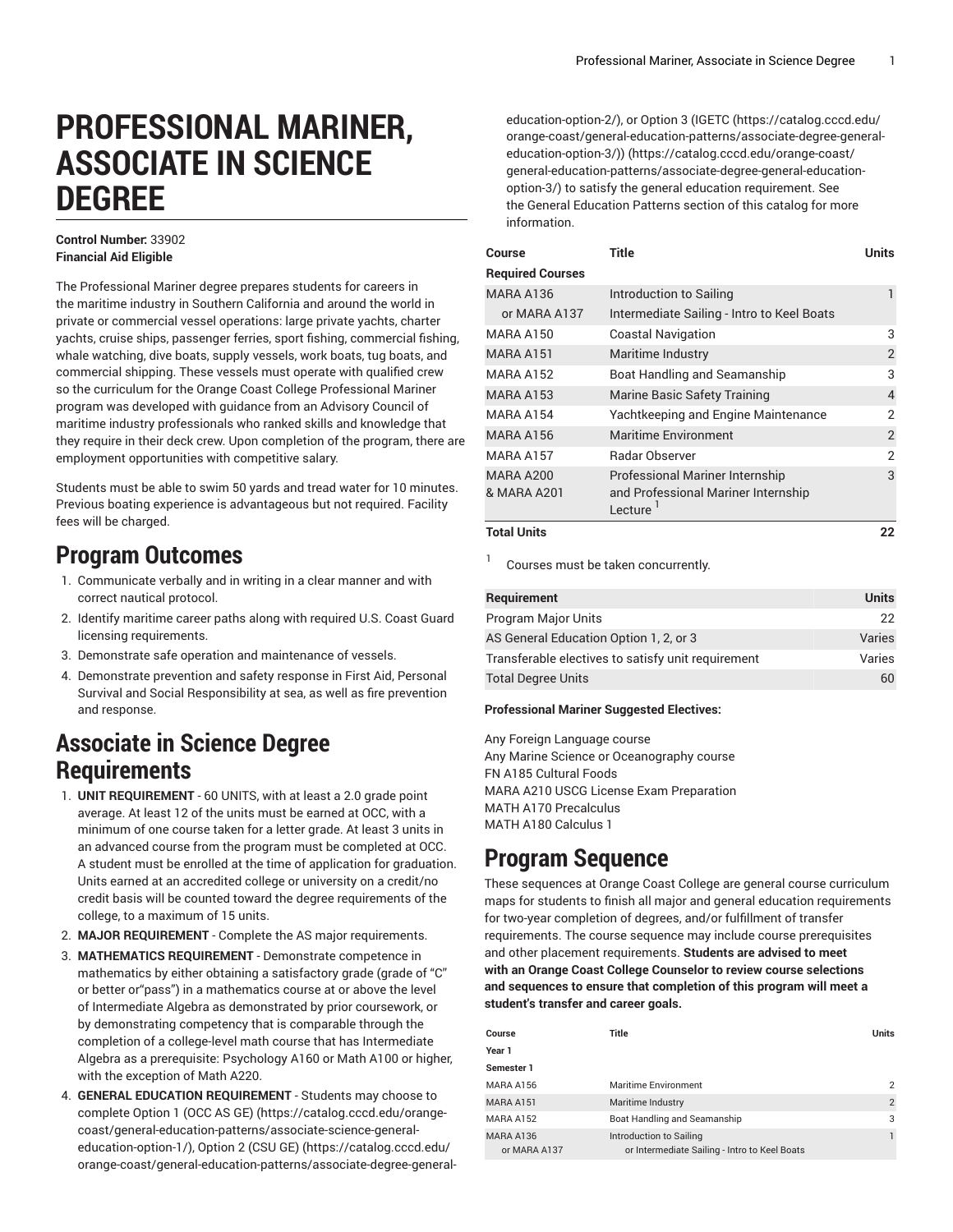# PROFESSIONAL MARINER, ASSOCIATE IN SCIENCE DEGREE

**Control Number:** 33902
**Financial Aid Eligible**

The Professional Mariner degree prepares students for careers in the maritime industry in Southern California and around the world in private or commercial vessel operations: large private yachts, charter yachts, cruise ships, passenger ferries, sport fishing, commercial fishing, whale watching, dive boats, supply vessels, work boats, tug boats, and commercial shipping. These vessels must operate with qualified crew so the curriculum for the Orange Coast College Professional Mariner program was developed with guidance from an Advisory Council of maritime industry professionals who ranked skills and knowledge that they require in their deck crew. Upon completion of the program, there are employment opportunities with competitive salary.

Students must be able to swim 50 yards and tread water for 10 minutes. Previous boating experience is advantageous but not required. Facility fees will be charged.

## Program Outcomes

1. Communicate verbally and in writing in a clear manner and with correct nautical protocol.
2. Identify maritime career paths along with required U.S. Coast Guard licensing requirements.
3. Demonstrate safe operation and maintenance of vessels.
4. Demonstrate prevention and safety response in First Aid, Personal Survival and Social Responsibility at sea, as well as fire prevention and response.

## Associate in Science Degree Requirements

1. **UNIT REQUIREMENT** - 60 UNITS, with at least a 2.0 grade point average. At least 12 of the units must be earned at OCC, with a minimum of one course taken for a letter grade. At least 3 units in an advanced course from the program must be completed at OCC. A student must be enrolled at the time of application for graduation. Units earned at an accredited college or university on a credit/no credit basis will be counted toward the degree requirements of the college, to a maximum of 15 units.
2. **MAJOR REQUIREMENT** - Complete the AS major requirements.
3. **MATHEMATICS REQUIREMENT** - Demonstrate competence in mathematics by either obtaining a satisfactory grade (grade of "C" or better or"pass") in a mathematics course at or above the level of Intermediate Algebra as demonstrated by prior coursework, or by demonstrating competency that is comparable through the completion of a college-level math course that has Intermediate Algebra as a prerequisite: Psychology A160 or Math A100 or higher, with the exception of Math A220.
4. **GENERAL EDUCATION REQUIREMENT** - Students may choose to complete Option 1 (OCC AS GE) (https://catalog.cccd.edu/orange-coast/general-education-patterns/associate-science-general-education-option-1/), Option 2 (CSU GE) (https://catalog.cccd.edu/orange-coast/general-education-patterns/associate-degree-general-education-option-2/), or Option 3 (IGETC (https://catalog.cccd.edu/orange-coast/general-education-patterns/associate-degree-general-education-option-3/)) (https://catalog.cccd.edu/orange-coast/general-education-patterns/associate-degree-general-education-option-3/) to satisfy the general education requirement. See the General Education Patterns section of this catalog for more information.

| Course | Title | Units |
|---|---|---|
| **Required Courses** | | |
| MARA A136 | Introduction to Sailing | 1 |
| or MARA A137 | Intermediate Sailing - Intro to Keel Boats | |
| MARA A150 | Coastal Navigation | 3 |
| MARA A151 | Maritime Industry | 2 |
| MARA A152 | Boat Handling and Seamanship | 3 |
| MARA A153 | Marine Basic Safety Training | 4 |
| MARA A154 | Yachtkeeping and Engine Maintenance | 2 |
| MARA A156 | Maritime Environment | 2 |
| MARA A157 | Radar Observer | 2 |
| MARA A200 & MARA A201 | Professional Mariner Internship and Professional Mariner Internship Lecture [1] | 3 |
| **Total Units** | | **22** |

[1] Courses must be taken concurrently.

| Requirement | Units |
|---|---|
| Program Major Units | 22 |
| AS General Education Option 1, 2, or 3 | Varies |
| Transferable electives to satisfy unit requirement | Varies |
| Total Degree Units | 60 |

**Professional Mariner Suggested Electives:**

Any Foreign Language course
Any Marine Science or Oceanography course
FN A185 Cultural Foods
MARA A210 USCG License Exam Preparation
MATH A170 Precalculus
MATH A180 Calculus 1

## Program Sequence

These sequences at Orange Coast College are general course curriculum maps for students to finish all major and general education requirements for two-year completion of degrees, and/or fulfillment of transfer requirements. The course sequence may include course prerequisites and other placement requirements. **Students are advised to meet with an Orange Coast College Counselor to review course selections and sequences to ensure that completion of this program will meet a student's transfer and career goals.**

| Course | Title | Units |
|---|---|---|
| **Year 1** | | |
| **Semester 1** | | |
| MARA A156 | Maritime Environment | 2 |
| MARA A151 | Maritime Industry | 2 |
| MARA A152 | Boat Handling and Seamanship | 3 |
| MARA A136 | Introduction to Sailing | 1 |
| or MARA A137 | or Intermediate Sailing - Intro to Keel Boats | |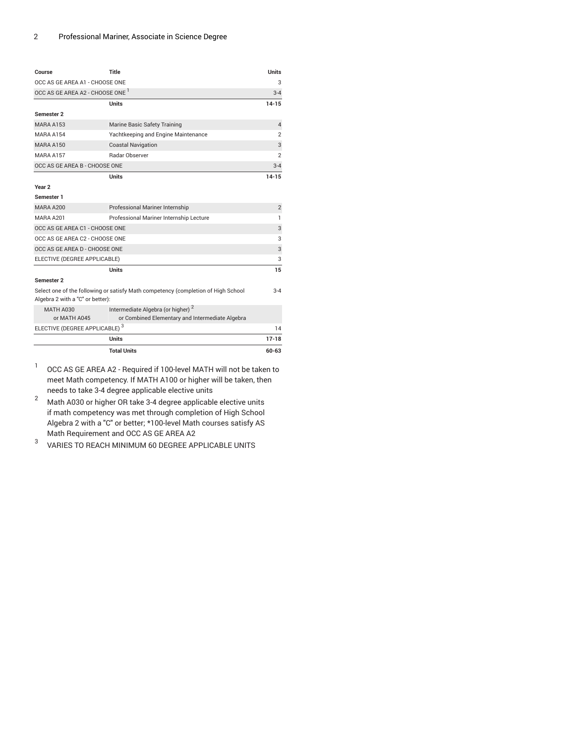| Course | Title | Units |
| --- | --- | --- |
| OCC AS GE AREA A1 - CHOOSE ONE | | 3 |
| OCC AS GE AREA A2 - CHOOSE ONE [1] | | 3-4 |
| | **Units** | **14-15** |
| **Semester 2** | | |
| MARA A153 | Marine Basic Safety Training | 4 |
| MARA A154 | Yachtkeeping and Engine Maintenance | 2 |
| MARA A150 | Coastal Navigation | 3 |
| MARA A157 | Radar Observer | 2 |
| OCC AS GE AREA B - CHOOSE ONE | | 3-4 |
| | **Units** | **14-15** |
| **Year 2** | | |
| **Semester 1** | | |
| MARA A200 | Professional Mariner Internship | 2 |
| MARA A201 | Professional Mariner Internship Lecture | 1 |
| OCC AS GE AREA C1 - CHOOSE ONE | | 3 |
| OCC AS GE AREA C2 - CHOOSE ONE | | 3 |
| OCC AS GE AREA D - CHOOSE ONE | | 3 |
| ELECTIVE (DEGREE APPLICABLE) | | 3 |
| | **Units** | **15** |
| **Semester 2** | | |
| Select one of the following or satisfy Math competency (completion of High School Algebra 2 with a "C" or better): | | 3-4 |
| MATH A030 or MATH A045 | Intermediate Algebra (or higher) [2] or Combined Elementary and Intermediate Algebra | |
| ELECTIVE (DEGREE APPLICABLE) [3] | | 14 |
| | **Units** | **17-18** |
| | **Total Units** | **60-63** |

1. OCC AS GE AREA A2 - Required if 100-level MATH will not be taken to meet Math competency. If MATH A100 or higher will be taken, then needs to take 3-4 degree applicable elective units
2. Math A030 or higher OR take 3-4 degree applicable elective units if math competency was met through completion of High School Algebra 2 with a "C" or better; *100-level Math courses satisfy AS Math Requirement and OCC AS GE AREA A2
3. VARIES TO REACH MINIMUM 60 DEGREE APPLICABLE UNITS